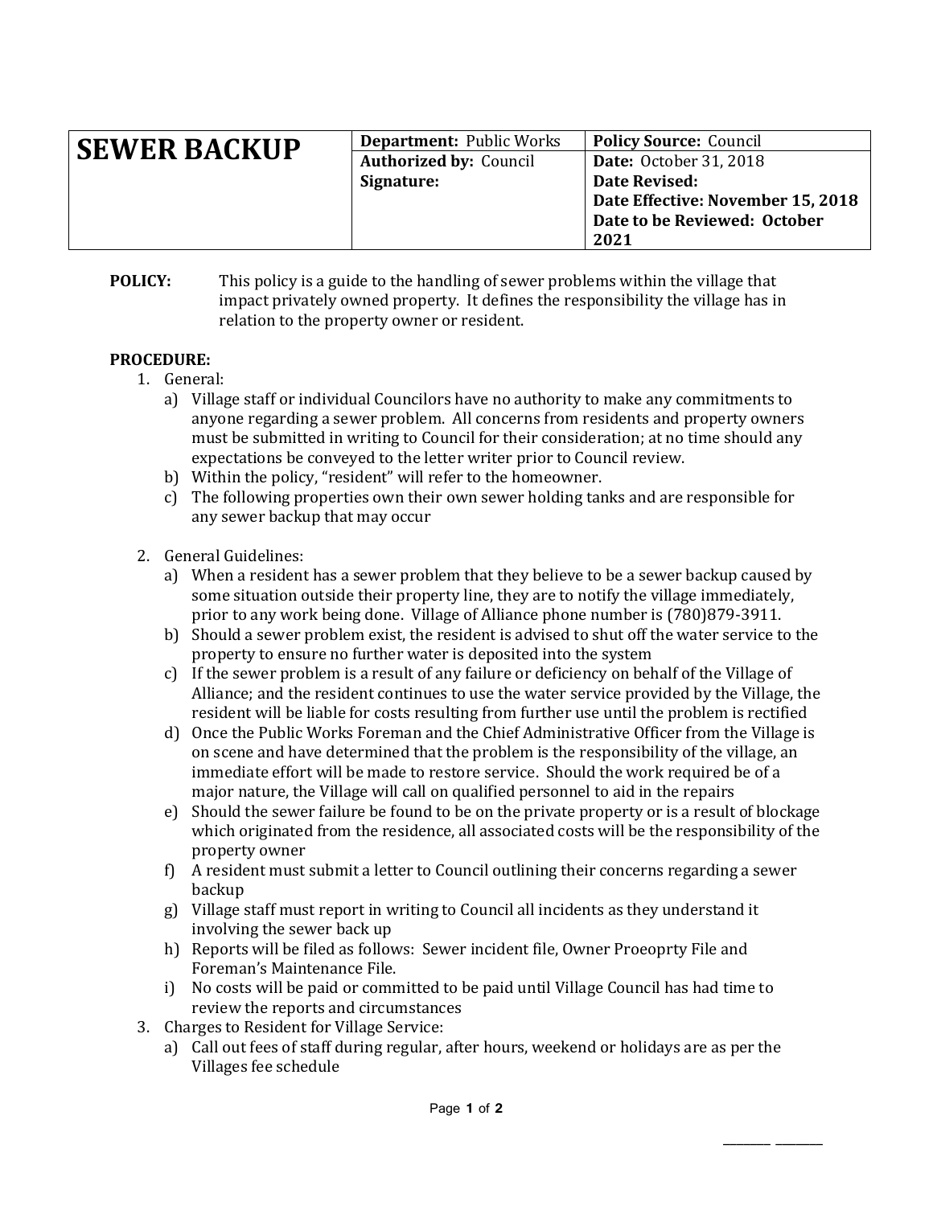| SEWER BACKUP | **Department:** Public Works | **Policy Source:** Council |
|---|---|---|
| | **Authorized by:** Council<br>**Signature:** | **Date:** October 31, 2018<br>**Date Revised:**<br>**Date Effective: November 15, 2018**<br>**Date to be Reviewed: October 2021** |

**POLICY:** This policy is a guide to the handling of sewer problems within the village that impact privately owned property. It defines the responsibility the village has in relation to the property owner or resident.

**PROCEDURE:**

1. General:
   a) Village staff or individual Councilors have no authority to make any commitments to anyone regarding a sewer problem. All concerns from residents and property owners must be submitted in writing to Council for their consideration; at no time should any expectations be conveyed to the letter writer prior to Council review.
   b) Within the policy, "resident" will refer to the homeowner.
   c) The following properties own their own sewer holding tanks and are responsible for any sewer backup that may occur

2. General Guidelines:
   a) When a resident has a sewer problem that they believe to be a sewer backup caused by some situation outside their property line, they are to notify the village immediately, prior to any work being done. Village of Alliance phone number is (780)879-3911.
   b) Should a sewer problem exist, the resident is advised to shut off the water service to the property to ensure no further water is deposited into the system
   c) If the sewer problem is a result of any failure or deficiency on behalf of the Village of Alliance; and the resident continues to use the water service provided by the Village, the resident will be liable for costs resulting from further use until the problem is rectified
   d) Once the Public Works Foreman and the Chief Administrative Officer from the Village is on scene and have determined that the problem is the responsibility of the village, an immediate effort will be made to restore service. Should the work required be of a major nature, the Village will call on qualified personnel to aid in the repairs
   e) Should the sewer failure be found to be on the private property or is a result of blockage which originated from the residence, all associated costs will be the responsibility of the property owner
   f) A resident must submit a letter to Council outlining their concerns regarding a sewer backup
   g) Village staff must report in writing to Council all incidents as they understand it involving the sewer back up
   h) Reports will be filed as follows: Sewer incident file, Owner Proeoprty File and Foreman's Maintenance File.
   i) No costs will be paid or committed to be paid until Village Council has had time to review the reports and circumstances

3. Charges to Resident for Village Service:
   a) Call out fees of staff during regular, after hours, weekend or holidays are as per the Villages fee schedule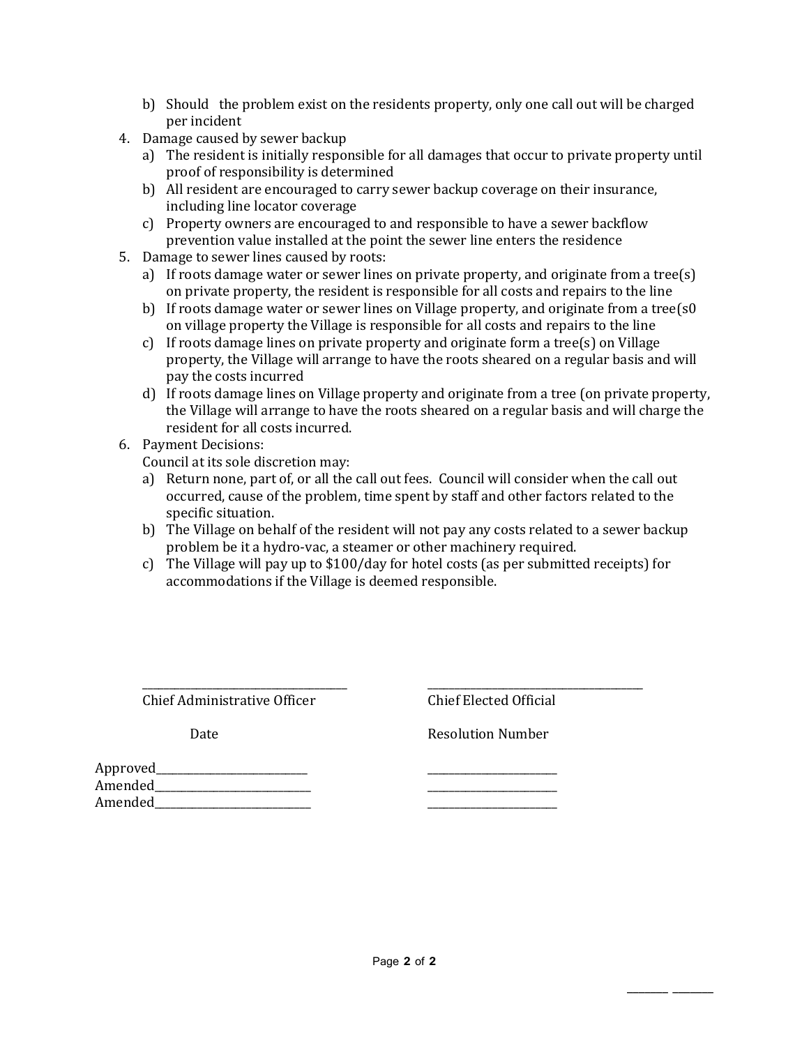b) Should the problem exist on the residents property, only one call out will be charged per incident

4. Damage caused by sewer backup
   a) The resident is initially responsible for all damages that occur to private property until proof of responsibility is determined
   b) All resident are encouraged to carry sewer backup coverage on their insurance, including line locator coverage
   c) Property owners are encouraged to and responsible to have a sewer backflow prevention value installed at the point the sewer line enters the residence

5. Damage to sewer lines caused by roots:
   a) If roots damage water or sewer lines on private property, and originate from a tree(s) on private property, the resident is responsible for all costs and repairs to the line
   b) If roots damage water or sewer lines on Village property, and originate from a tree(s0 on village property the Village is responsible for all costs and repairs to the line
   c) If roots damage lines on private property and originate form a tree(s) on Village property, the Village will arrange to have the roots sheared on a regular basis and will pay the costs incurred
   d) If roots damage lines on Village property and originate from a tree (on private property, the Village will arrange to have the roots sheared on a regular basis and will charge the resident for all costs incurred.

6. Payment Decisions:
   Council at its sole discretion may:
   a) Return none, part of, or all the call out fees. Council will consider when the call out occurred, cause of the problem, time spent by staff and other factors related to the specific situation.
   b) The Village on behalf of the resident will not pay any costs related to a sewer backup problem be it a hydro-vac, a steamer or other machinery required.
   c) The Village will pay up to $100/day for hotel costs (as per submitted receipts) for accommodations if the Village is deemed responsible.

_________________________ Chief Administrative Officer

_________________________ Chief Elected Official

| Date | Resolution Number |
| --- | --- |
| Approved__________ | __________ |
| Amended__________ | __________ |
| Amended__________ | __________ |